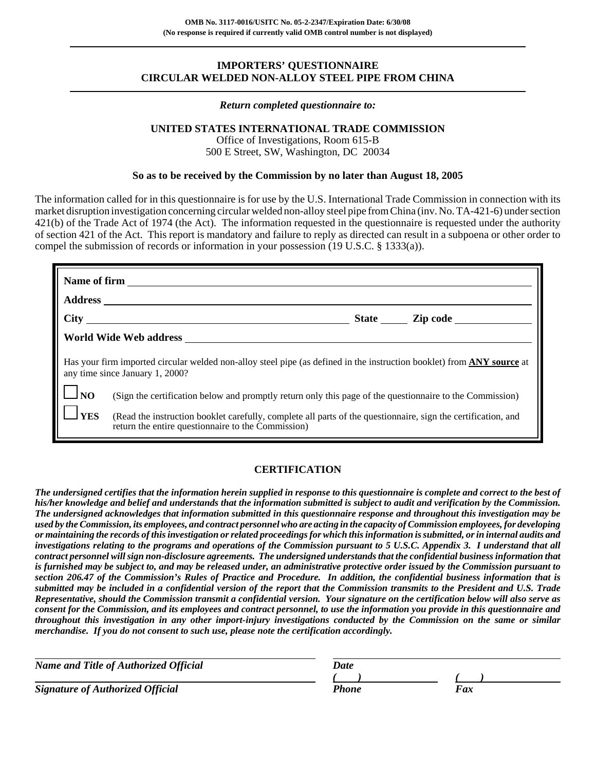**OMB No. 3117-0016/USITC No. 05-2-2347/Expiration Date: 6/30/08**
**(No response is required if currently valid OMB control number is not displayed)**

# IMPORTERS' QUESTIONNAIRE
# CIRCULAR WELDED NON-ALLOY STEEL PIPE FROM CHINA

*Return completed questionnaire to:*

**UNITED STATES INTERNATIONAL TRADE COMMISSION**
Office of Investigations, Room 615-B
500 E Street, SW, Washington, DC 20034

**So as to be received by the Commission by no later than August 18, 2005**

The information called for in this questionnaire is for use by the U.S. International Trade Commission in connection with its market disruption investigation concerning circular welded non-alloy steel pipe from China (inv. No. TA-421-6) under section 421(b) of the Trade Act of 1974 (the Act). The information requested in the questionnaire is requested under the authority of section 421 of the Act. This report is mandatory and failure to reply as directed can result in a subpoena or other order to compel the submission of records or information in your possession (19 U.S.C. § 1333(a)).

**Name of firm** ______________________________

**Address** ______________________________

**City** ______________________ **State** _____ **Zip code** __________

**World Wide Web address** ______________________________

Has your firm imported circular welded non-alloy steel pipe (as defined in the instruction booklet) from **ANY source** at any time since January 1, 2000?

☐ **NO** (Sign the certification below and promptly return only this page of the questionnaire to the Commission)

☐ **YES** (Read the instruction booklet carefully, complete all parts of the questionnaire, sign the certification, and return the entire questionnaire to the Commission)

## CERTIFICATION

***The undersigned certifies that the information herein supplied in response to this questionnaire is complete and correct to the best of his/her knowledge and belief and understands that the information submitted is subject to audit and verification by the Commission. The undersigned acknowledges that information submitted in this questionnaire response and throughout this investigation may be used by the Commission, its employees, and contract personnel who are acting in the capacity of Commission employees, for developing or maintaining the records of this investigation or related proceedings for which this information is submitted, or in internal audits and investigations relating to the programs and operations of the Commission pursuant to 5 U.S.C. Appendix 3. I understand that all contract personnel will sign non-disclosure agreements. The undersigned understands that the confidential business information that is furnished may be subject to, and may be released under, an administrative protective order issued by the Commission pursuant to section 206.47 of the Commission's Rules of Practice and Procedure. In addition, the confidential business information that is submitted may be included in a confidential version of the report that the Commission transmits to the President and U.S. Trade Representative, should the Commission transmit a confidential version. Your signature on the certification below will also serve as consent for the Commission, and its employees and contract personnel, to use the information you provide in this questionnaire and throughout this investigation in any other import-injury investigations conducted by the Commission on the same or similar merchandise. If you do not consent to such use, please note the certification accordingly.***

______________________________ ______________________________
***Name and Title of Authorized Official*** ***Date***

______________________________ (    ) ______________ (    ) ______________
***Signature of Authorized Official*** ***Phone*** ***Fax***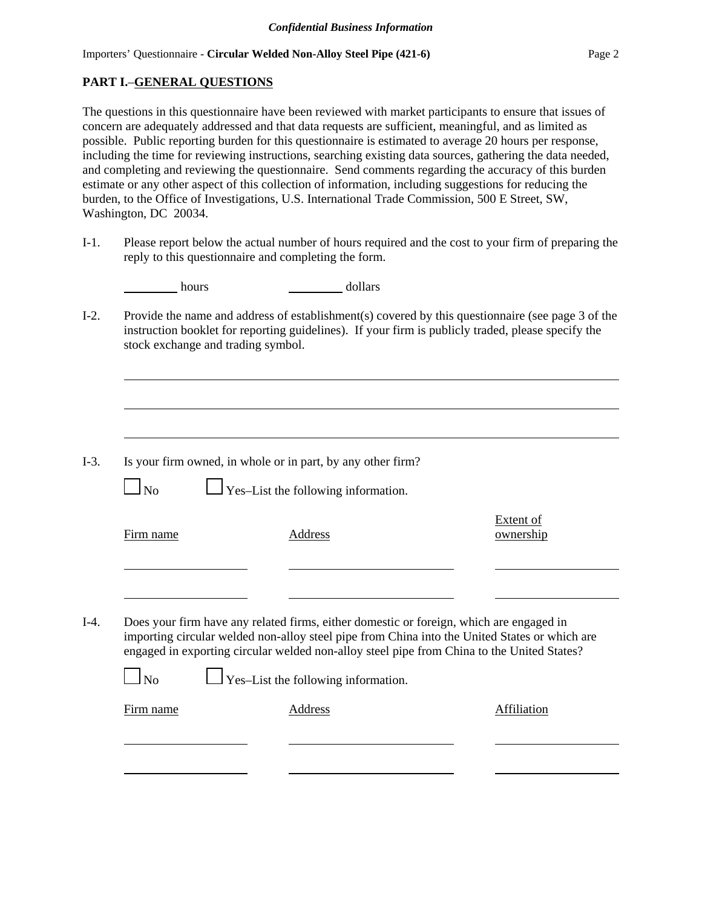## PART I.–GENERAL QUESTIONS

The questions in this questionnaire have been reviewed with market participants to ensure that issues of concern are adequately addressed and that data requests are sufficient, meaningful, and as limited as possible. Public reporting burden for this questionnaire is estimated to average 20 hours per response, including the time for reviewing instructions, searching existing data sources, gathering the data needed, and completing and reviewing the questionnaire. Send comments regarding the accuracy of this burden estimate or any other aspect of this collection of information, including suggestions for reducing the burden, to the Office of Investigations, U.S. International Trade Commission, 500 E Street, SW, Washington, DC 20034.

I-1. Please report below the actual number of hours required and the cost to your firm of preparing the reply to this questionnaire and completing the form.

_________ hours _________ dollars

I-2. Provide the name and address of establishment(s) covered by this questionnaire (see page 3 of the instruction booklet for reporting guidelines). If your firm is publicly traded, please specify the stock exchange and trading symbol.

______________________________________________________________________

______________________________________________________________________

______________________________________________________________________

I-3. Is your firm owned, in whole or in part, by any other firm?

☐ No ☐ Yes–List the following information.

| Firm name | Address | Extent of ownership |
|---|---|---|
| | | |
| | | |

I-4. Does your firm have any related firms, either domestic or foreign, which are engaged in importing circular welded non-alloy steel pipe from China into the United States or which are engaged in exporting circular welded non-alloy steel pipe from China to the United States?

☐ No ☐ Yes–List the following information.

| Firm name | Address | Affiliation |
|---|---|---|
| | | |
| | | |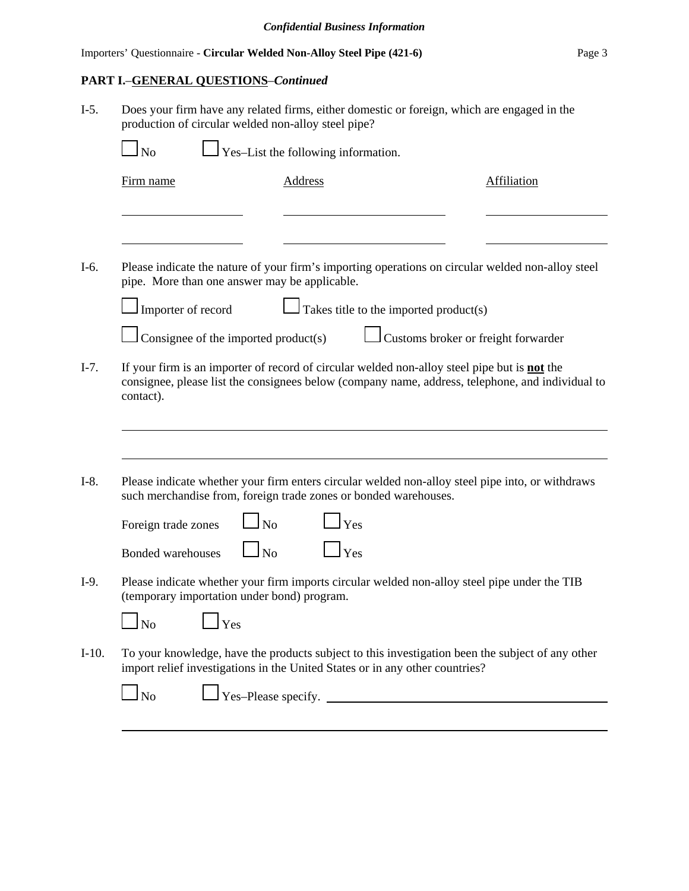## PART I.–GENERAL QUESTIONS–*Continued*

I-5. Does your firm have any related firms, either domestic or foreign, which are engaged in the production of circular welded non-alloy steel pipe?

☐ No ☐ Yes–List the following information.

| Firm name | Address | Affiliation |
|---|---|---|
| | | |
| | | |

I-6. Please indicate the nature of your firm's importing operations on circular welded non-alloy steel pipe. More than one answer may be applicable.

☐ Importer of record ☐ Takes title to the imported product(s)

☐ Consignee of the imported product(s) ☐ Customs broker or freight forwarder

I-7. If your firm is an importer of record of circular welded non-alloy steel pipe but is **not** the consignee, please list the consignees below (company name, address, telephone, and individual to contact).

\_\_\_\_\_\_\_\_\_\_\_\_\_\_\_\_\_\_\_\_\_\_\_\_\_\_\_\_\_\_\_\_\_\_\_\_\_\_\_\_\_\_\_\_\_\_\_\_\_\_\_\_\_\_\_\_\_\_\_\_\_\_\_\_\_\_\_\_\_\_\_\_

\_\_\_\_\_\_\_\_\_\_\_\_\_\_\_\_\_\_\_\_\_\_\_\_\_\_\_\_\_\_\_\_\_\_\_\_\_\_\_\_\_\_\_\_\_\_\_\_\_\_\_\_\_\_\_\_\_\_\_\_\_\_\_\_\_\_\_\_\_\_\_\_

I-8. Please indicate whether your firm enters circular welded non-alloy steel pipe into, or withdraws such merchandise from, foreign trade zones or bonded warehouses.

Foreign trade zones ☐ No ☐ Yes

Bonded warehouses ☐ No ☐ Yes

I-9. Please indicate whether your firm imports circular welded non-alloy steel pipe under the TIB (temporary importation under bond) program.

☐ No ☐ Yes

I-10. To your knowledge, have the products subject to this investigation been the subject of any other import relief investigations in the United States or in any other countries?

☐ No ☐ Yes–Please specify. \_\_\_\_\_\_\_\_\_\_\_\_\_\_\_\_\_\_\_\_\_\_\_\_\_\_\_\_\_\_\_\_\_\_\_\_\_\_\_\_\_\_\_\_

\_\_\_\_\_\_\_\_\_\_\_\_\_\_\_\_\_\_\_\_\_\_\_\_\_\_\_\_\_\_\_\_\_\_\_\_\_\_\_\_\_\_\_\_\_\_\_\_\_\_\_\_\_\_\_\_\_\_\_\_\_\_\_\_\_\_\_\_\_\_\_\_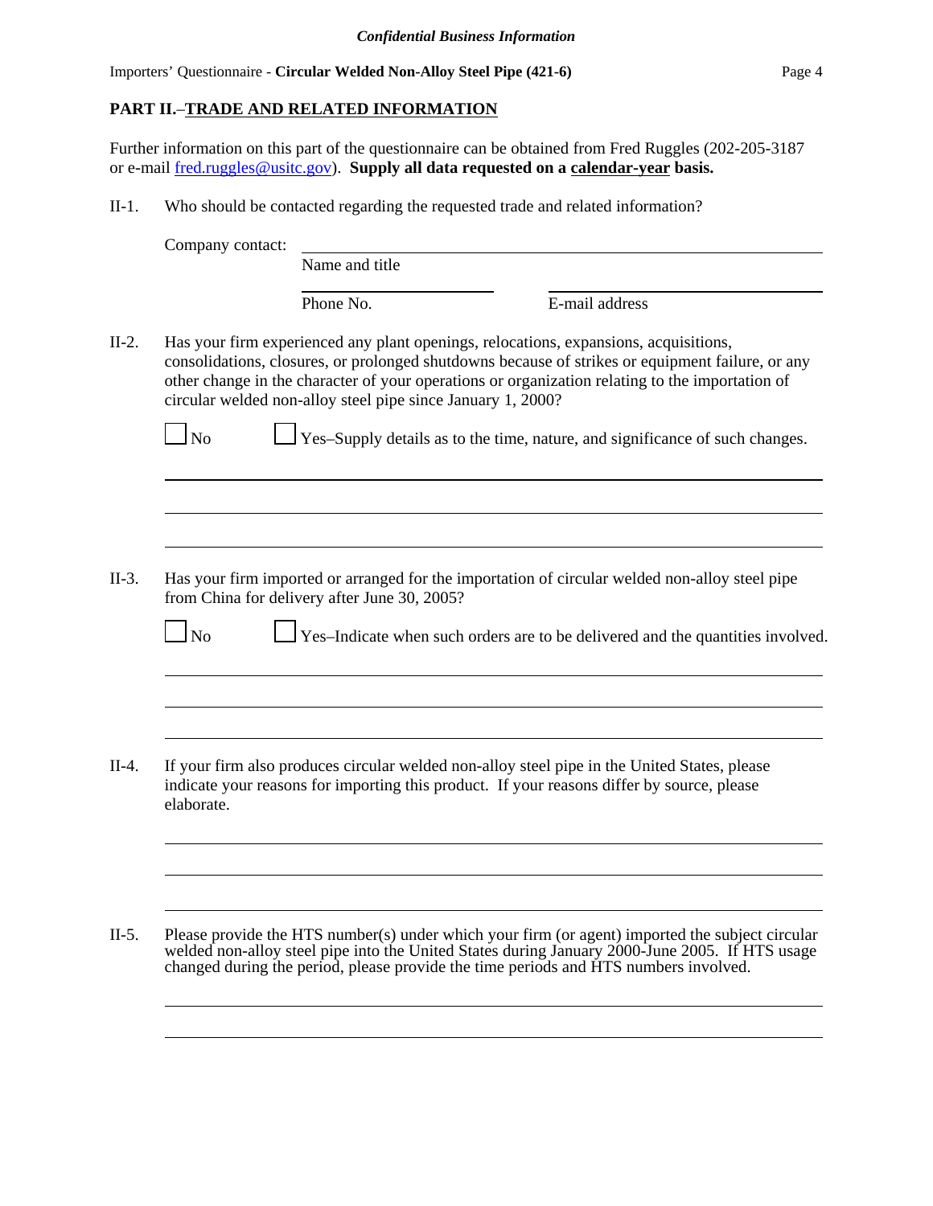## PART II.–TRADE AND RELATED INFORMATION

Further information on this part of the questionnaire can be obtained from Fred Ruggles (202-205-3187 or e-mail fred.ruggles@usitc.gov). **Supply all data requested on a calendar-year basis.**

II-1. Who should be contacted regarding the requested trade and related information?

Company contact: ______________________________
Name and title

______________________ ______________________
Phone No. E-mail address

II-2. Has your firm experienced any plant openings, relocations, expansions, acquisitions, consolidations, closures, or prolonged shutdowns because of strikes or equipment failure, or any other change in the character of your operations or organization relating to the importation of circular welded non-alloy steel pipe since January 1, 2000?

☐ No ☐ Yes–Supply details as to the time, nature, and significance of such changes.

______________________________

______________________________

______________________________

II-3. Has your firm imported or arranged for the importation of circular welded non-alloy steel pipe from China for delivery after June 30, 2005?

☐ No ☐ Yes–Indicate when such orders are to be delivered and the quantities involved.

______________________________

______________________________

______________________________

II-4. If your firm also produces circular welded non-alloy steel pipe in the United States, please indicate your reasons for importing this product. If your reasons differ by source, please elaborate.

______________________________

______________________________

______________________________

II-5. Please provide the HTS number(s) under which your firm (or agent) imported the subject circular welded non-alloy steel pipe into the United States during January 2000-June 2005. If HTS usage changed during the period, please provide the time periods and HTS numbers involved.

______________________________

______________________________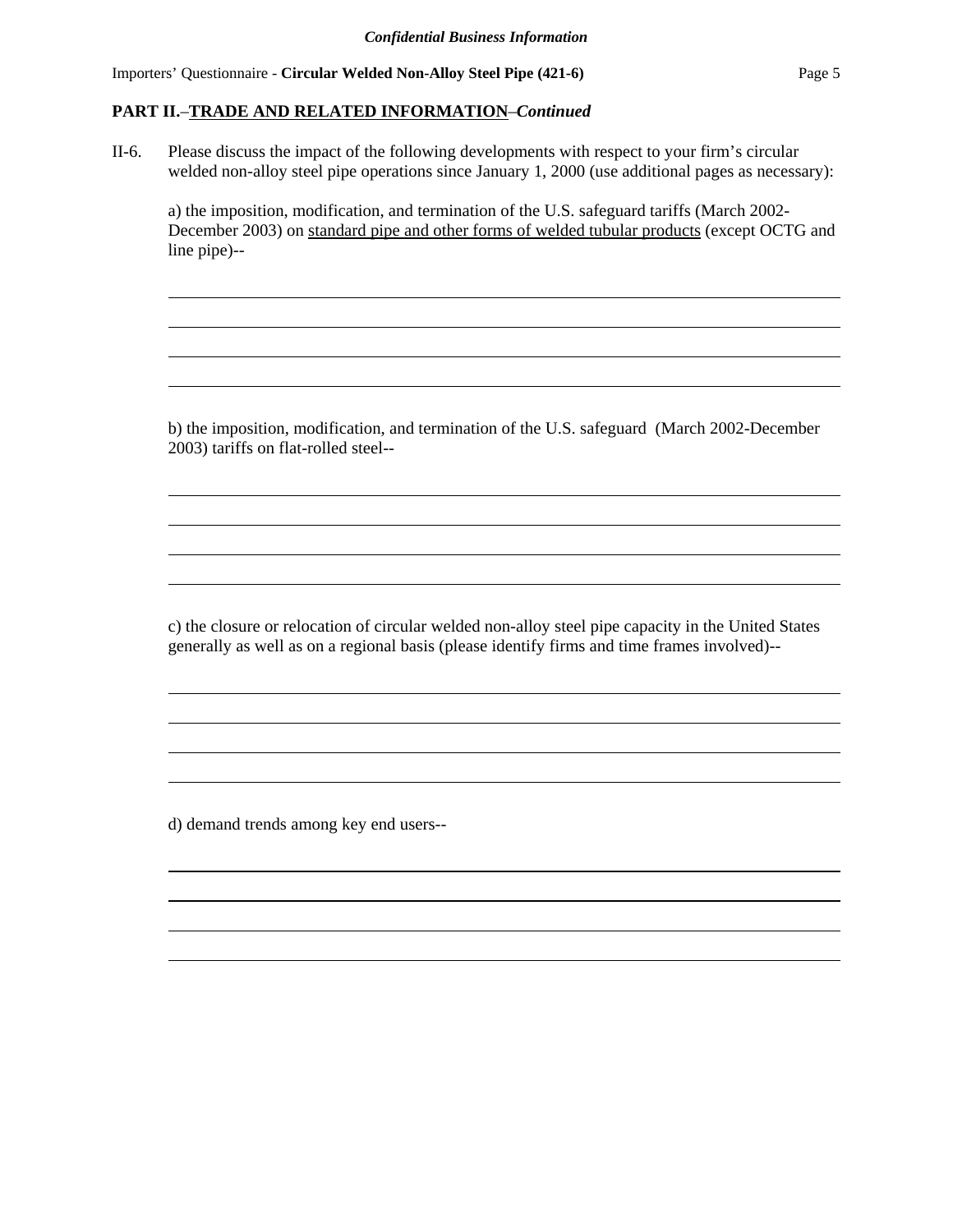*Confidential Business Information*

Importers' Questionnaire - **Circular Welded Non-Alloy Steel Pipe (421-6)**

## PART II.–TRADE AND RELATED INFORMATION–*Continued*

II-6. Please discuss the impact of the following developments with respect to your firm's circular welded non-alloy steel pipe operations since January 1, 2000 (use additional pages as necessary):

a) the imposition, modification, and termination of the U.S. safeguard tariffs (March 2002-December 2003) on <u>standard pipe and other forms of welded tubular products</u> (except OCTG and line pipe)--

______________________________________________________________________

______________________________________________________________________

______________________________________________________________________

______________________________________________________________________

b) the imposition, modification, and termination of the U.S. safeguard (March 2002-December 2003) tariffs on flat-rolled steel--

______________________________________________________________________

______________________________________________________________________

______________________________________________________________________

______________________________________________________________________

c) the closure or relocation of circular welded non-alloy steel pipe capacity in the United States generally as well as on a regional basis (please identify firms and time frames involved)--

______________________________________________________________________

______________________________________________________________________

______________________________________________________________________

______________________________________________________________________

d) demand trends among key end users--

______________________________________________________________________

______________________________________________________________________

______________________________________________________________________

______________________________________________________________________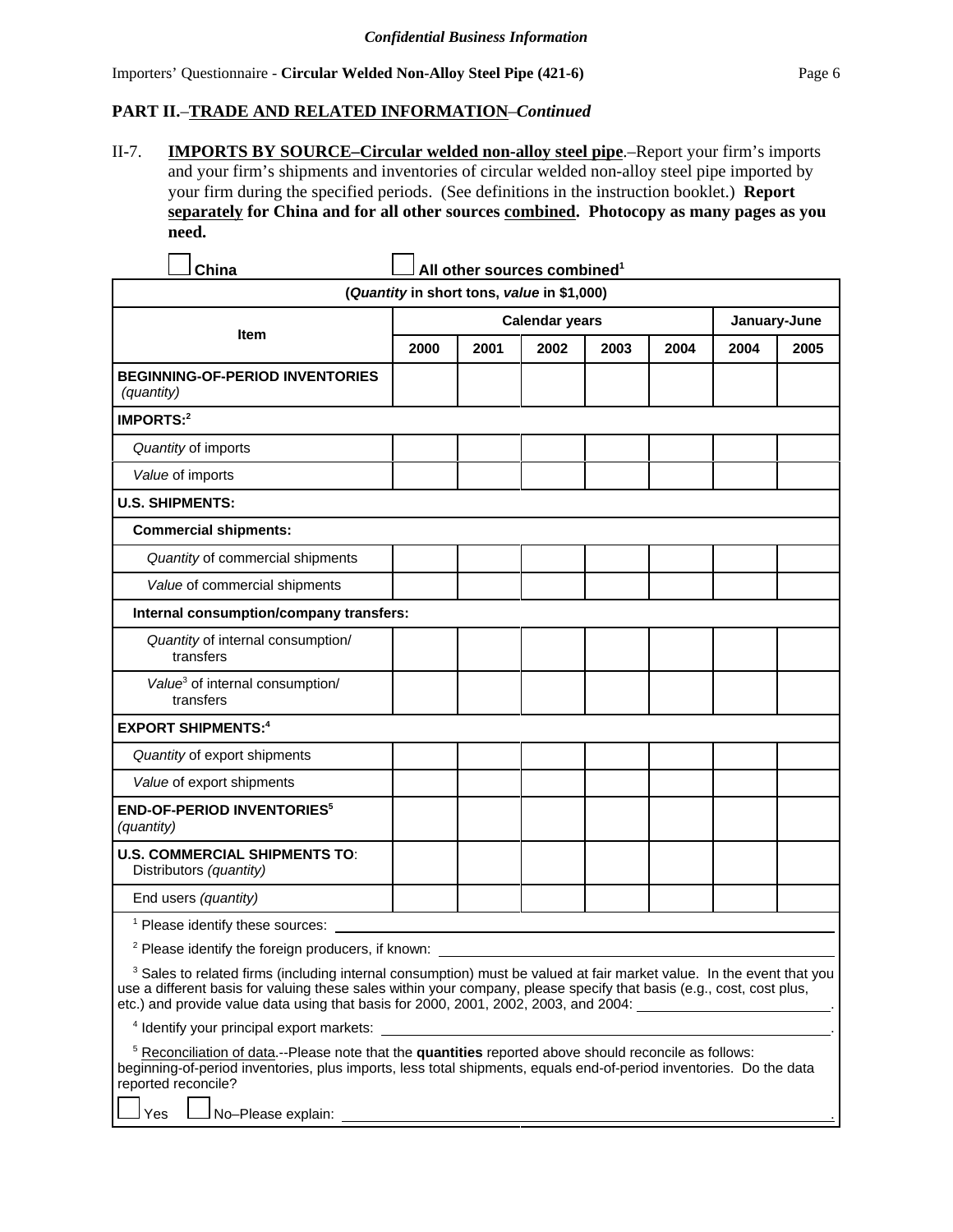*Confidential Business Information*

Importers' Questionnaire - **Circular Welded Non-Alloy Steel Pipe (421-6)**

## PART II.–TRADE AND RELATED INFORMATION–*Continued*

II-7. **IMPORTS BY SOURCE–Circular welded non-alloy steel pipe**.–Report your firm's imports and your firm's shipments and inventories of circular welded non-alloy steel pipe imported by your firm during the specified periods. (See definitions in the instruction booklet.) **Report separately for China and for all other sources combined. Photocopy as many pages as you need.**

☐ **China** ☐ **All other sources combined**[1]

(*Quantity* in short tons, *value* in $1,000)

| Item | Calendar years | | | | | January-June | |
|---|---|---|---|---|---|---|---|
| | 2000 | 2001 | 2002 | 2003 | 2004 | 2004 | 2005 |
| **BEGINNING-OF-PERIOD INVENTORIES** *(quantity)* | | | | | | | |
| **IMPORTS:**[2] | | | | | | | |
| *Quantity* of imports | | | | | | | |
| *Value* of imports | | | | | | | |
| **U.S. SHIPMENTS:** | | | | | | | |
| **Commercial shipments:** | | | | | | | |
| *Quantity* of commercial shipments | | | | | | | |
| *Value* of commercial shipments | | | | | | | |
| **Internal consumption/company transfers:** | | | | | | | |
| *Quantity* of internal consumption/ transfers | | | | | | | |
| *Value*[3] of internal consumption/ transfers | | | | | | | |
| **EXPORT SHIPMENTS:**[4] | | | | | | | |
| *Quantity* of export shipments | | | | | | | |
| *Value* of export shipments | | | | | | | |
| **END-OF-PERIOD INVENTORIES**[5] *(quantity)* | | | | | | | |
| **U.S. COMMERCIAL SHIPMENTS TO**: Distributors *(quantity)* | | | | | | | |
| End users *(quantity)* | | | | | | | |

[1] Please identify these sources: ____________________

[2] Please identify the foreign producers, if known: ____________________

[3] Sales to related firms (including internal consumption) must be valued at fair market value. In the event that you use a different basis for valuing these sales within your company, please specify that basis (e.g., cost, cost plus, etc.) and provide value data using that basis for 2000, 2001, 2002, 2003, and 2004: ____________________.

[4] Identify your principal export markets: ____________________.

[5] Reconciliation of data.--Please note that the **quantities** reported above should reconcile as follows: beginning-of-period inventories, plus imports, less total shipments, equals end-of-period inventories. Do the data reported reconcile?

☐ Yes ☐ No–Please explain: ____________________.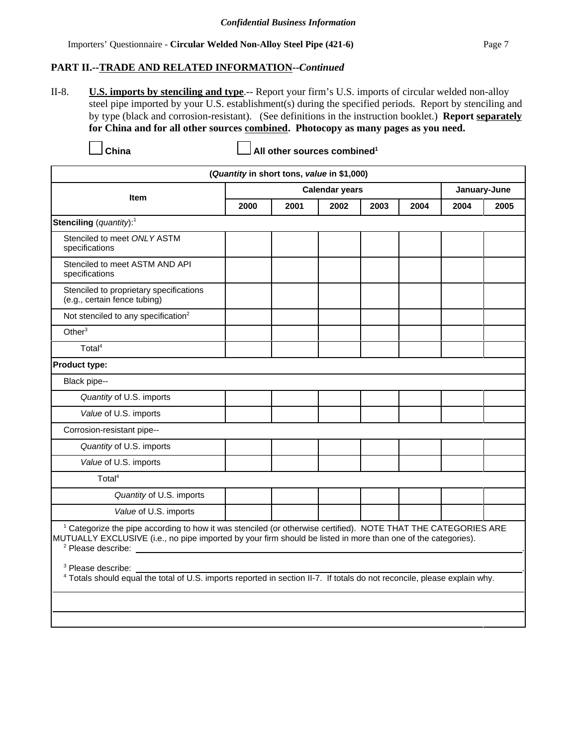*Confidential Business Information*

## PART II.--TRADE AND RELATED INFORMATION--*Continued*

II-8. **U.S. imports by stenciling and type**.-- Report your firm's U.S. imports of circular welded non-alloy steel pipe imported by your U.S. establishment(s) during the specified periods. Report by stenciling and by type (black and corrosion-resistant). (See definitions in the instruction booklet.) **Report separately for China and for all other sources combined. Photocopy as many pages as you need.**

☐ **China** ☐ **All other sources combined**[1]

| (*Quantity* in short tons, *value* in $1,000) | | | | | | | |
|---|---|---|---|---|---|---|---|
| Item | Calendar years | | | | | January-June | |
| | 2000 | 2001 | 2002 | 2003 | 2004 | 2004 | 2005 |
| **Stenciling** (*quantity*):[1] | | | | | | | |
| Stenciled to meet *ONLY* ASTM specifications | | | | | | | |
| Stenciled to meet ASTM AND API specifications | | | | | | | |
| Stenciled to proprietary specifications (e.g., certain fence tubing) | | | | | | | |
| Not stenciled to any specification[2] | | | | | | | |
| Other[3] | | | | | | | |
| Total[4] | | | | | | | |
| **Product type:** | | | | | | | |
| Black pipe-- | | | | | | | |
| *Quantity* of U.S. imports | | | | | | | |
| *Value* of U.S. imports | | | | | | | |
| Corrosion-resistant pipe-- | | | | | | | |
| *Quantity* of U.S. imports | | | | | | | |
| *Value* of U.S. imports | | | | | | | |
| Total[4] | | | | | | | |
| *Quantity* of U.S. imports | | | | | | | |
| *Value* of U.S. imports | | | | | | | |

[1] Categorize the pipe according to how it was stenciled (or otherwise certified). NOTE THAT THE CATEGORIES ARE MUTUALLY EXCLUSIVE (i.e., no pipe imported by your firm should be listed in more than one of the categories).

[2] Please describe: ______________________________.

[3] Please describe: ______________________________.

[4] Totals should equal the total of U.S. imports reported in section II-7. If totals do not reconcile, please explain why.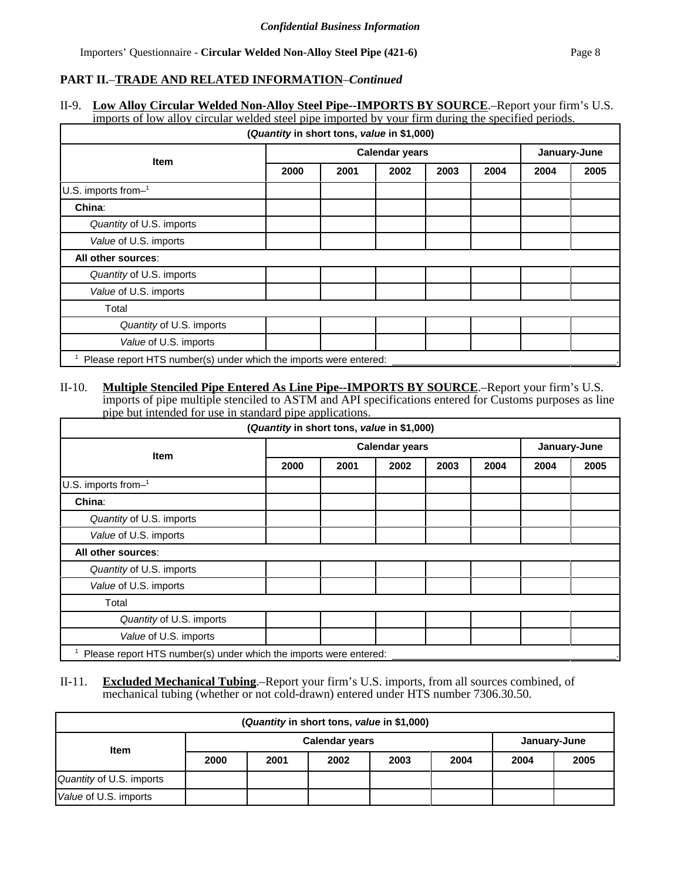*Confidential Business Information*

## PART II.–TRADE AND RELATED INFORMATION–*Continued*

II-9. **Low Alloy Circular Welded Non-Alloy Steel Pipe--IMPORTS BY SOURCE**.–Report your firm's U.S. imports of low alloy circular welded steel pipe imported by your firm during the specified periods.

| (*Quantity* in short tons, *value* in $1,000) | | | | | | | |
|---|---|---|---|---|---|---|---|
| Item | Calendar years | | | | | January-June | |
| | 2000 | 2001 | 2002 | 2003 | 2004 | 2004 | 2005 |
| U.S. imports from–[1] | | | | | | | |
| **China**: | | | | | | | |
| *Quantity* of U.S. imports | | | | | | | |
| *Value* of U.S. imports | | | | | | | |
| **All other sources**: | | | | | | | |
| *Quantity* of U.S. imports | | | | | | | |
| *Value* of U.S. imports | | | | | | | |
| Total | | | | | | | |
| *Quantity* of U.S. imports | | | | | | | |
| *Value* of U.S. imports | | | | | | | |

[1] Please report HTS number(s) under which the imports were entered: \_\_\_\_\_\_\_\_\_\_\_\_\_\_\_\_\_\_\_\_\_\_\_\_\_\_\_\_\_\_\_\_\_\_\_\_\_\_.

II-10. **Multiple Stenciled Pipe Entered As Line Pipe--IMPORTS BY SOURCE**.–Report your firm's U.S. imports of pipe multiple stenciled to ASTM and API specifications entered for Customs purposes as line pipe but intended for use in standard pipe applications.

| (*Quantity* in short tons, *value* in $1,000) | | | | | | | |
|---|---|---|---|---|---|---|---|
| Item | Calendar years | | | | | January-June | |
| | 2000 | 2001 | 2002 | 2003 | 2004 | 2004 | 2005 |
| U.S. imports from–[1] | | | | | | | |
| **China**: | | | | | | | |
| *Quantity* of U.S. imports | | | | | | | |
| *Value* of U.S. imports | | | | | | | |
| **All other sources**: | | | | | | | |
| *Quantity* of U.S. imports | | | | | | | |
| *Value* of U.S. imports | | | | | | | |
| Total | | | | | | | |
| *Quantity* of U.S. imports | | | | | | | |
| *Value* of U.S. imports | | | | | | | |

[1] Please report HTS number(s) under which the imports were entered: \_\_\_\_\_\_\_\_\_\_\_\_\_\_\_\_\_\_\_\_\_\_\_\_\_\_\_\_\_\_\_\_\_\_\_\_\_\_.

II-11. **Excluded Mechanical Tubing**.–Report your firm's U.S. imports, from all sources combined, of mechanical tubing (whether or not cold-drawn) entered under HTS number 7306.30.50.

| (*Quantity* in short tons, *value* in $1,000) | | | | | | | |
|---|---|---|---|---|---|---|---|
| Item | Calendar years | | | | | January-June | |
| | 2000 | 2001 | 2002 | 2003 | 2004 | 2004 | 2005 |
| *Quantity* of U.S. imports | | | | | | | |
| *Value* of U.S. imports | | | | | | | |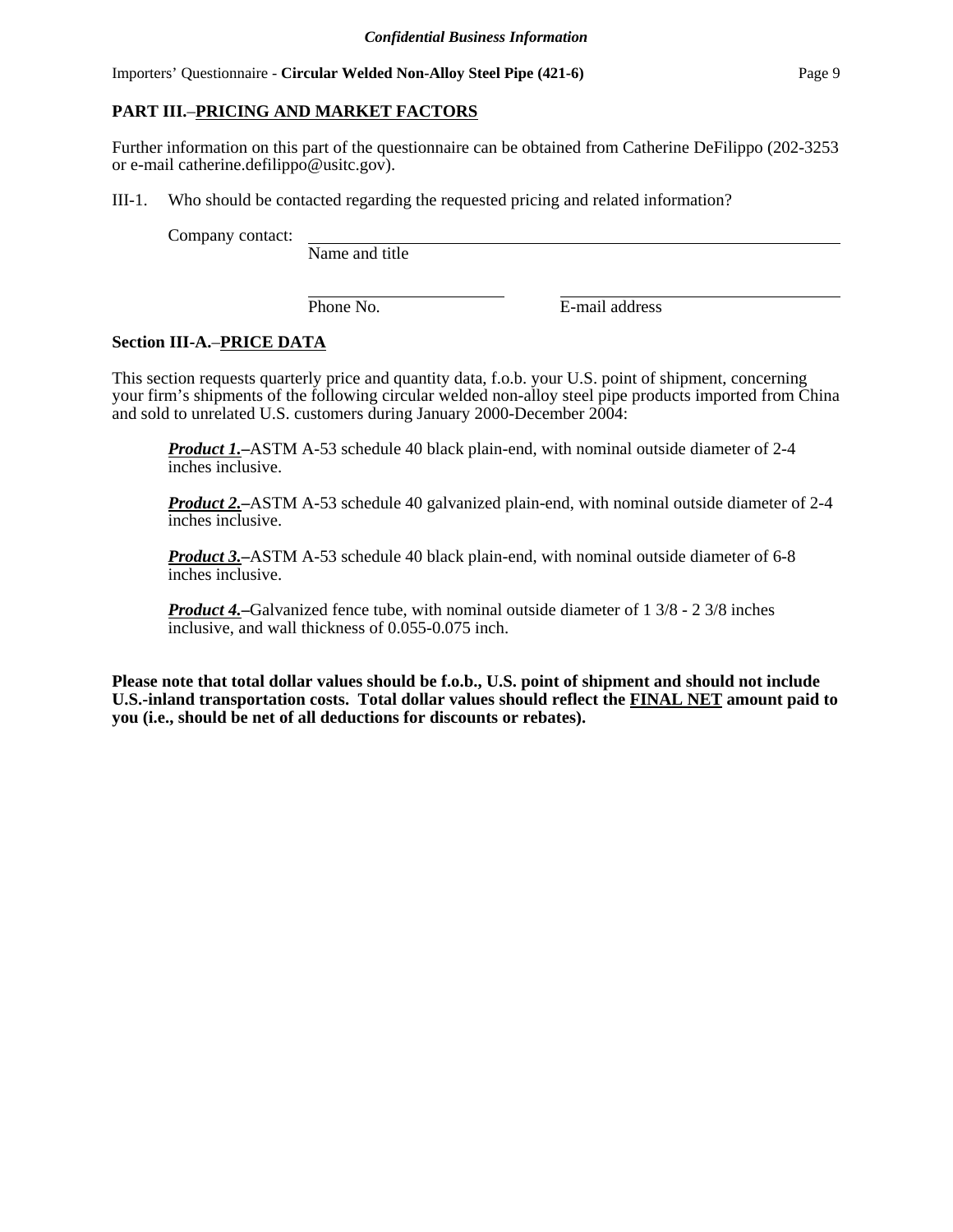## PART III.–PRICING AND MARKET FACTORS

Further information on this part of the questionnaire can be obtained from Catherine DeFilippo (202-3253 or e-mail catherine.defilippo@usitc.gov).

III-1. Who should be contacted regarding the requested pricing and related information?

Company contact: ______________________________
Name and title

______________________ ______________________
Phone No. E-mail address

### Section III-A.–PRICE DATA

This section requests quarterly price and quantity data, f.o.b. your U.S. point of shipment, concerning your firm's shipments of the following circular welded non-alloy steel pipe products imported from China and sold to unrelated U.S. customers during January 2000-December 2004:

***Product 1.*–**ASTM A-53 schedule 40 black plain-end, with nominal outside diameter of 2-4 inches inclusive.

***Product 2.*–**ASTM A-53 schedule 40 galvanized plain-end, with nominal outside diameter of 2-4 inches inclusive.

***Product 3.*–**ASTM A-53 schedule 40 black plain-end, with nominal outside diameter of 6-8 inches inclusive.

***Product 4.*–**Galvanized fence tube, with nominal outside diameter of 1 3/8 - 2 3/8 inches inclusive, and wall thickness of 0.055-0.075 inch.

**Please note that total dollar values should be f.o.b., U.S. point of shipment and should not include U.S.-inland transportation costs. Total dollar values should reflect the FINAL NET amount paid to you (i.e., should be net of all deductions for discounts or rebates).**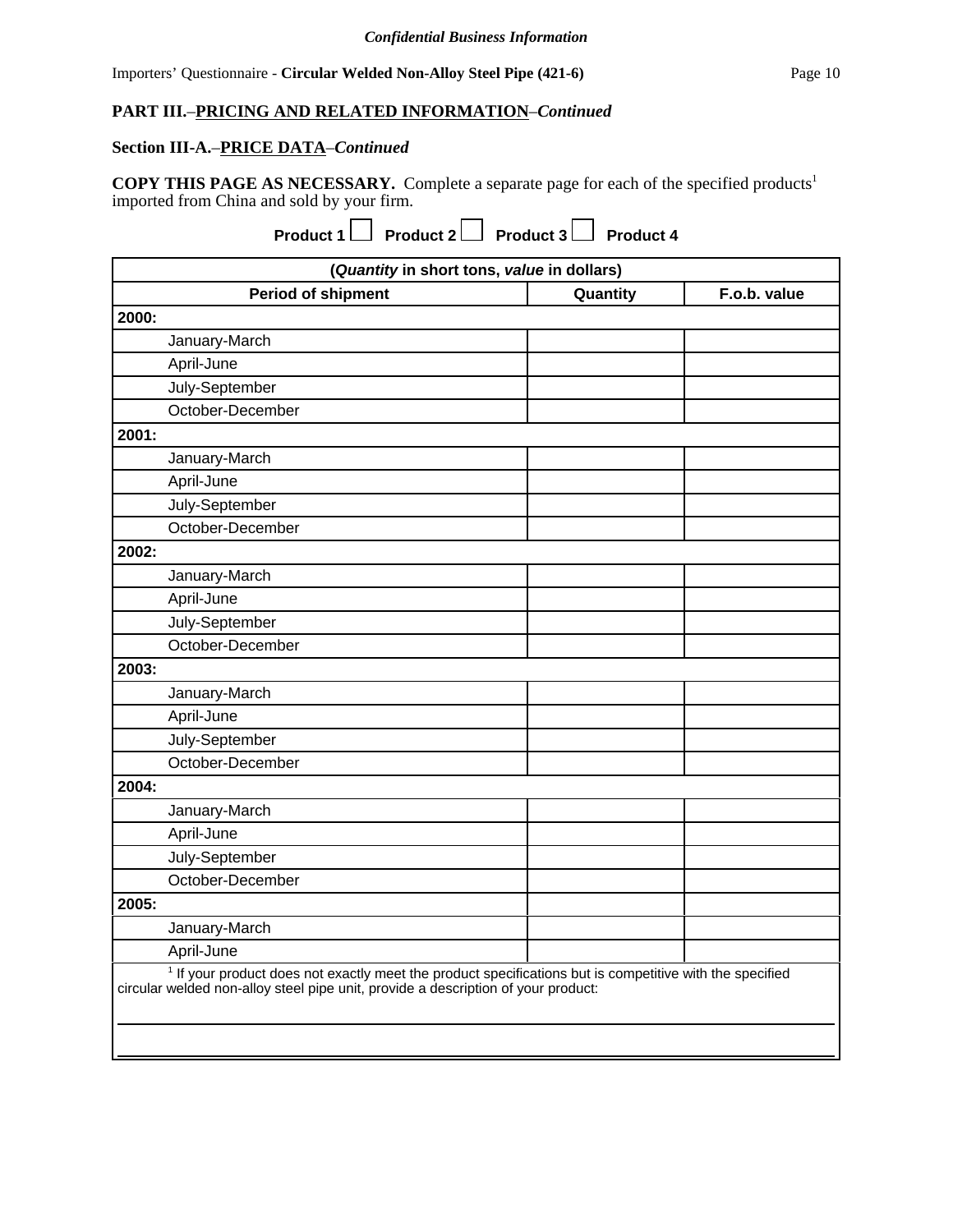**Confidential Business Information**

## PART III.–PRICING AND RELATED INFORMATION–*Continued*

### Section III-A.–PRICE DATA–*Continued*

**COPY THIS PAGE AS NECESSARY.** Complete a separate page for each of the specified products[1] imported from China and sold by your firm.

**Product 1** ☐ **Product 2** ☐ **Product 3** ☐ **Product 4**

| (*Quantity* in short tons, *value* in dollars) | | |
|---|---|---|
| **Period of shipment** | **Quantity** | **F.o.b. value** |
| **2000:** | | |
| January-March | | |
| April-June | | |
| July-September | | |
| October-December | | |
| **2001:** | | |
| January-March | | |
| April-June | | |
| July-September | | |
| October-December | | |
| **2002:** | | |
| January-March | | |
| April-June | | |
| July-September | | |
| October-December | | |
| **2003:** | | |
| January-March | | |
| April-June | | |
| July-September | | |
| October-December | | |
| **2004:** | | |
| January-March | | |
| April-June | | |
| July-September | | |
| October-December | | |
| **2005:** | | |
| January-March | | |
| April-June | | |

[1] If your product does not exactly meet the product specifications but is competitive with the specified circular welded non-alloy steel pipe unit, provide a description of your product:

______________________________________________________________________

______________________________________________________________________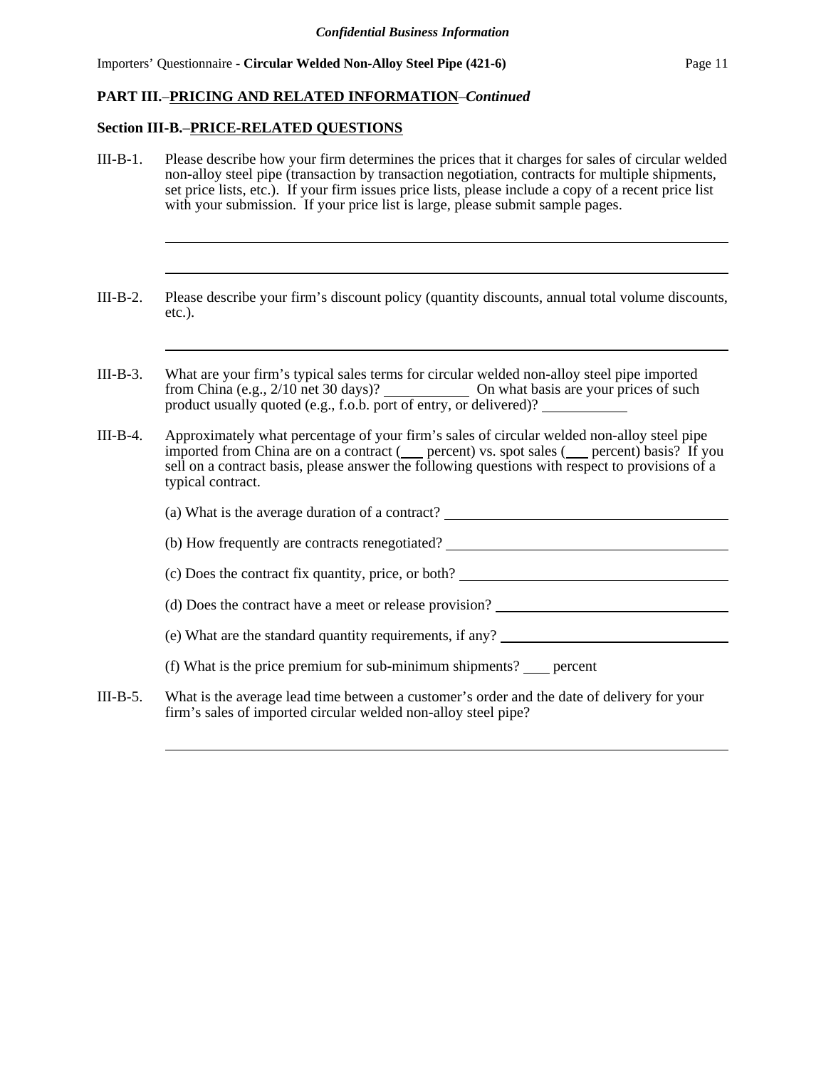## PART III.–PRICING AND RELATED INFORMATION–*Continued*

### Section III-B.–PRICE-RELATED QUESTIONS

III-B-1. Please describe how your firm determines the prices that it charges for sales of circular welded non-alloy steel pipe (transaction by transaction negotiation, contracts for multiple shipments, set price lists, etc.). If your firm issues price lists, please include a copy of a recent price list with your submission. If your price list is large, please submit sample pages.

______________________________________________________________________

______________________________________________________________________

III-B-2. Please describe your firm's discount policy (quantity discounts, annual total volume discounts, etc.).

______________________________________________________________________

III-B-3. What are your firm's typical sales terms for circular welded non-alloy steel pipe imported from China (e.g., 2/10 net 30 days)? ___________ On what basis are your prices of such product usually quoted (e.g., f.o.b. port of entry, or delivered)? ___________

III-B-4. Approximately what percentage of your firm's sales of circular welded non-alloy steel pipe imported from China are on a contract (___ percent) vs. spot sales (___ percent) basis? If you sell on a contract basis, please answer the following questions with respect to provisions of a typical contract.

(a) What is the average duration of a contract? ______________________

(b) How frequently are contracts renegotiated? ______________________

(c) Does the contract fix quantity, price, or both? ______________________

(d) Does the contract have a meet or release provision? ______________________

(e) What are the standard quantity requirements, if any? ______________________

(f) What is the price premium for sub-minimum shipments? ___ percent

III-B-5. What is the average lead time between a customer's order and the date of delivery for your firm's sales of imported circular welded non-alloy steel pipe?

______________________________________________________________________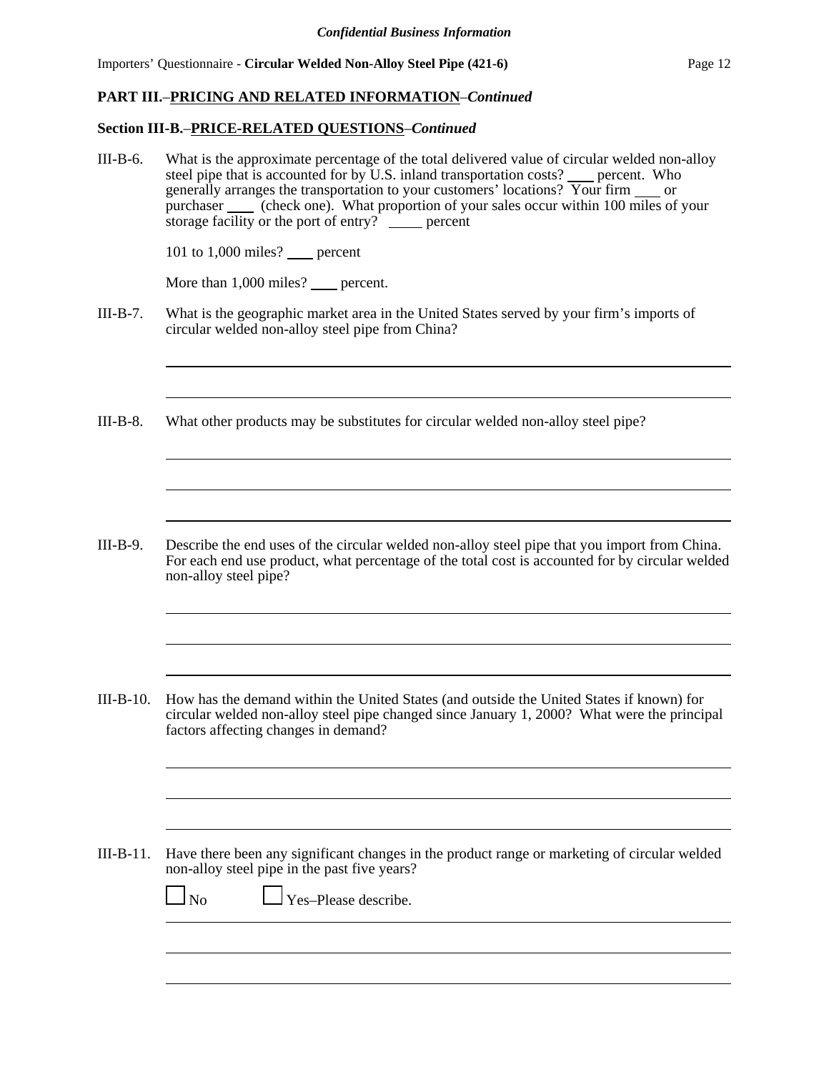*Confidential Business Information*

**PART III.–PRICING AND RELATED INFORMATION–*Continued***

**Section III-B.–PRICE-RELATED QUESTIONS–*Continued***

III-B-6. What is the approximate percentage of the total delivered value of circular welded non-alloy steel pipe that is accounted for by U.S. inland transportation costs? ____ percent. Who generally arranges the transportation to your customers' locations? Your firm ____ or purchaser ____ (check one). What proportion of your sales occur within 100 miles of your storage facility or the port of entry? _____ percent

101 to 1,000 miles? ____ percent

More than 1,000 miles? ____ percent.

III-B-7. What is the geographic market area in the United States served by your firm's imports of circular welded non-alloy steel pipe from China?

______________________________________________________________________

______________________________________________________________________

III-B-8. What other products may be substitutes for circular welded non-alloy steel pipe?

______________________________________________________________________

______________________________________________________________________

______________________________________________________________________

III-B-9. Describe the end uses of the circular welded non-alloy steel pipe that you import from China. For each end use product, what percentage of the total cost is accounted for by circular welded non-alloy steel pipe?

______________________________________________________________________

______________________________________________________________________

______________________________________________________________________

III-B-10. How has the demand within the United States (and outside the United States if known) for circular welded non-alloy steel pipe changed since January 1, 2000? What were the principal factors affecting changes in demand?

______________________________________________________________________

______________________________________________________________________

______________________________________________________________________

III-B-11. Have there been any significant changes in the product range or marketing of circular welded non-alloy steel pipe in the past five years?

☐ No ☐ Yes–Please describe.

______________________________________________________________________

______________________________________________________________________

______________________________________________________________________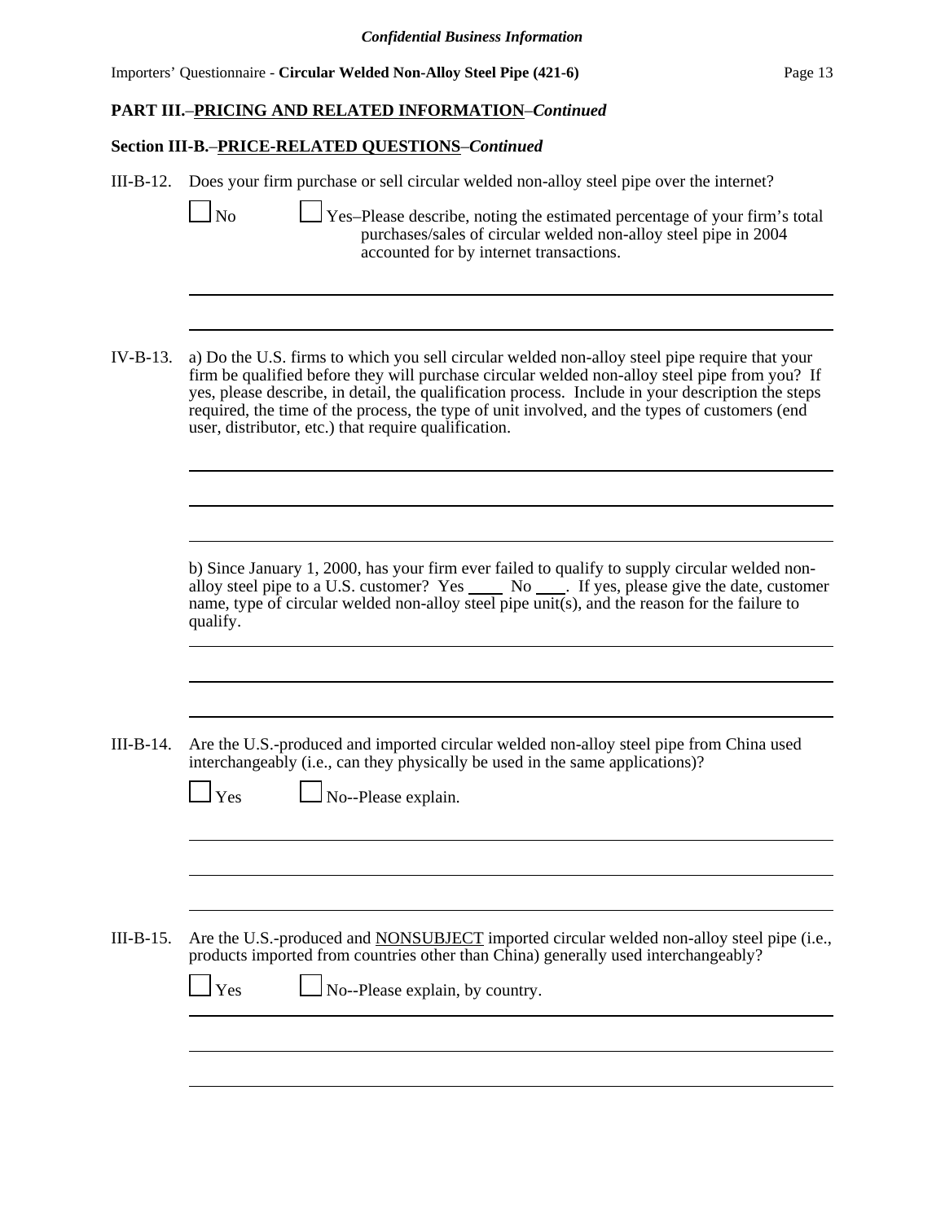**PART III.–PRICING AND RELATED INFORMATION–*Continued***

**Section III-B.–PRICE-RELATED QUESTIONS–*Continued***

III-B-12. Does your firm purchase or sell circular welded non-alloy steel pipe over the internet?

☐ No ☐ Yes–Please describe, noting the estimated percentage of your firm's total purchases/sales of circular welded non-alloy steel pipe in 2004 accounted for by internet transactions.

\_\_\_\_\_\_\_\_\_\_\_\_\_\_\_\_\_\_\_\_\_\_\_\_\_\_\_\_\_\_\_\_\_\_\_\_\_\_\_\_\_\_\_\_\_\_\_\_\_\_\_\_\_\_\_\_\_\_\_\_\_\_\_\_\_\_\_\_\_\_\_\_

\_\_\_\_\_\_\_\_\_\_\_\_\_\_\_\_\_\_\_\_\_\_\_\_\_\_\_\_\_\_\_\_\_\_\_\_\_\_\_\_\_\_\_\_\_\_\_\_\_\_\_\_\_\_\_\_\_\_\_\_\_\_\_\_\_\_\_\_\_\_\_\_

IV-B-13. a) Do the U.S. firms to which you sell circular welded non-alloy steel pipe require that your firm be qualified before they will purchase circular welded non-alloy steel pipe from you? If yes, please describe, in detail, the qualification process. Include in your description the steps required, the time of the process, the type of unit involved, and the types of customers (end user, distributor, etc.) that require qualification.

\_\_\_\_\_\_\_\_\_\_\_\_\_\_\_\_\_\_\_\_\_\_\_\_\_\_\_\_\_\_\_\_\_\_\_\_\_\_\_\_\_\_\_\_\_\_\_\_\_\_\_\_\_\_\_\_\_\_\_\_\_\_\_\_\_\_\_\_\_\_\_\_

\_\_\_\_\_\_\_\_\_\_\_\_\_\_\_\_\_\_\_\_\_\_\_\_\_\_\_\_\_\_\_\_\_\_\_\_\_\_\_\_\_\_\_\_\_\_\_\_\_\_\_\_\_\_\_\_\_\_\_\_\_\_\_\_\_\_\_\_\_\_\_\_

\_\_\_\_\_\_\_\_\_\_\_\_\_\_\_\_\_\_\_\_\_\_\_\_\_\_\_\_\_\_\_\_\_\_\_\_\_\_\_\_\_\_\_\_\_\_\_\_\_\_\_\_\_\_\_\_\_\_\_\_\_\_\_\_\_\_\_\_\_\_\_\_

b) Since January 1, 2000, has your firm ever failed to qualify to supply circular welded non-alloy steel pipe to a U.S. customer? Yes \_\_\_\_ No \_\_\_\_. If yes, please give the date, customer name, type of circular welded non-alloy steel pipe unit(s), and the reason for the failure to qualify.

\_\_\_\_\_\_\_\_\_\_\_\_\_\_\_\_\_\_\_\_\_\_\_\_\_\_\_\_\_\_\_\_\_\_\_\_\_\_\_\_\_\_\_\_\_\_\_\_\_\_\_\_\_\_\_\_\_\_\_\_\_\_\_\_\_\_\_\_\_\_\_\_

\_\_\_\_\_\_\_\_\_\_\_\_\_\_\_\_\_\_\_\_\_\_\_\_\_\_\_\_\_\_\_\_\_\_\_\_\_\_\_\_\_\_\_\_\_\_\_\_\_\_\_\_\_\_\_\_\_\_\_\_\_\_\_\_\_\_\_\_\_\_\_\_

\_\_\_\_\_\_\_\_\_\_\_\_\_\_\_\_\_\_\_\_\_\_\_\_\_\_\_\_\_\_\_\_\_\_\_\_\_\_\_\_\_\_\_\_\_\_\_\_\_\_\_\_\_\_\_\_\_\_\_\_\_\_\_\_\_\_\_\_\_\_\_\_

III-B-14. Are the U.S.-produced and imported circular welded non-alloy steel pipe from China used interchangeably (i.e., can they physically be used in the same applications)?

☐ Yes ☐ No--Please explain.

\_\_\_\_\_\_\_\_\_\_\_\_\_\_\_\_\_\_\_\_\_\_\_\_\_\_\_\_\_\_\_\_\_\_\_\_\_\_\_\_\_\_\_\_\_\_\_\_\_\_\_\_\_\_\_\_\_\_\_\_\_\_\_\_\_\_\_\_\_\_\_\_

\_\_\_\_\_\_\_\_\_\_\_\_\_\_\_\_\_\_\_\_\_\_\_\_\_\_\_\_\_\_\_\_\_\_\_\_\_\_\_\_\_\_\_\_\_\_\_\_\_\_\_\_\_\_\_\_\_\_\_\_\_\_\_\_\_\_\_\_\_\_\_\_

\_\_\_\_\_\_\_\_\_\_\_\_\_\_\_\_\_\_\_\_\_\_\_\_\_\_\_\_\_\_\_\_\_\_\_\_\_\_\_\_\_\_\_\_\_\_\_\_\_\_\_\_\_\_\_\_\_\_\_\_\_\_\_\_\_\_\_\_\_\_\_\_

III-B-15. Are the U.S.-produced and NONSUBJECT imported circular welded non-alloy steel pipe (i.e., products imported from countries other than China) generally used interchangeably?

☐ Yes ☐ No--Please explain, by country.

\_\_\_\_\_\_\_\_\_\_\_\_\_\_\_\_\_\_\_\_\_\_\_\_\_\_\_\_\_\_\_\_\_\_\_\_\_\_\_\_\_\_\_\_\_\_\_\_\_\_\_\_\_\_\_\_\_\_\_\_\_\_\_\_\_\_\_\_\_\_\_\_

\_\_\_\_\_\_\_\_\_\_\_\_\_\_\_\_\_\_\_\_\_\_\_\_\_\_\_\_\_\_\_\_\_\_\_\_\_\_\_\_\_\_\_\_\_\_\_\_\_\_\_\_\_\_\_\_\_\_\_\_\_\_\_\_\_\_\_\_\_\_\_\_

\_\_\_\_\_\_\_\_\_\_\_\_\_\_\_\_\_\_\_\_\_\_\_\_\_\_\_\_\_\_\_\_\_\_\_\_\_\_\_\_\_\_\_\_\_\_\_\_\_\_\_\_\_\_\_\_\_\_\_\_\_\_\_\_\_\_\_\_\_\_\_\_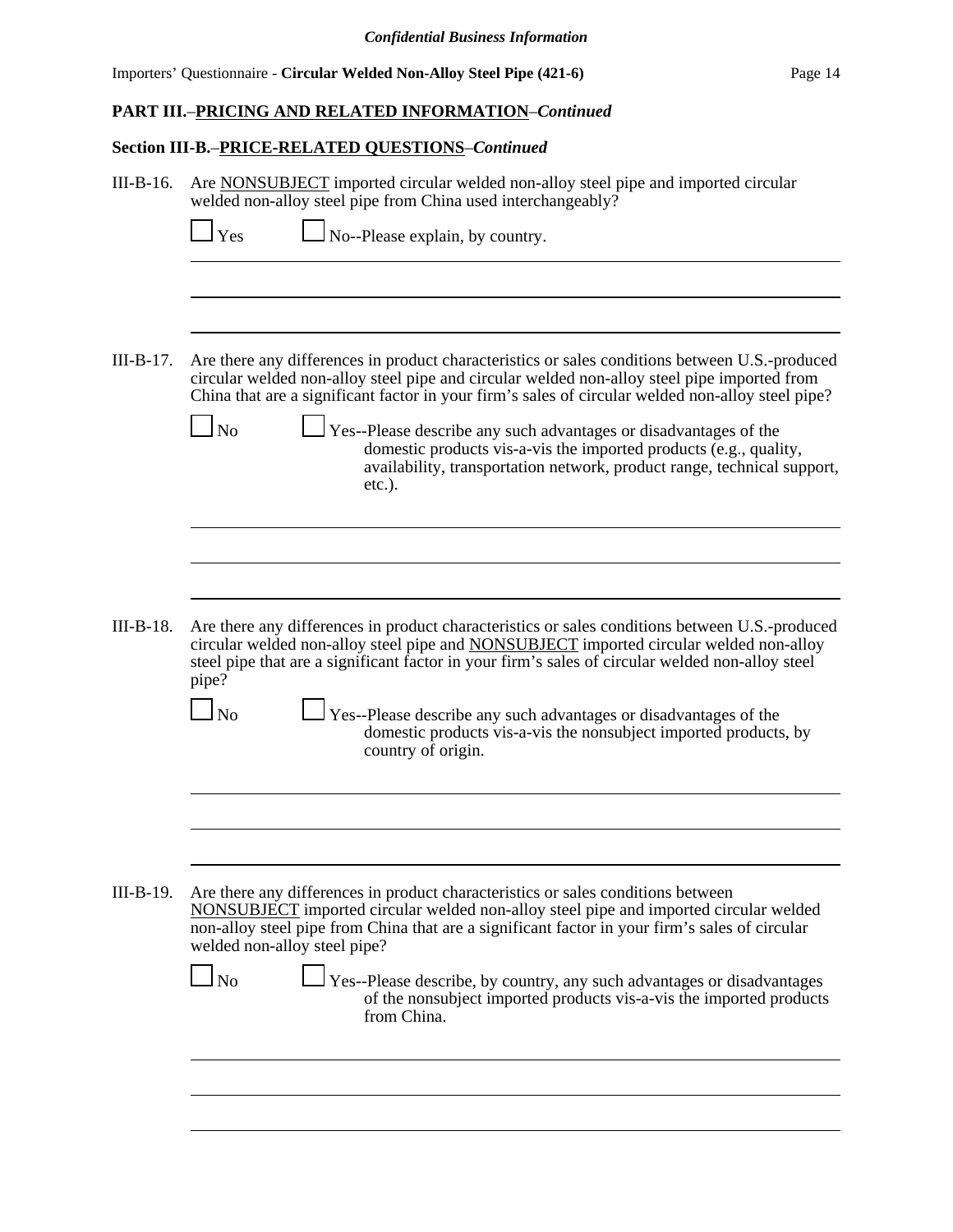## PART III.–PRICING AND RELATED INFORMATION–*Continued*

### Section III-B.–PRICE-RELATED QUESTIONS–*Continued*

III-B-16. Are NONSUBJECT imported circular welded non-alloy steel pipe and imported circular welded non-alloy steel pipe from China used interchangeably?

☐ Yes ☐ No--Please explain, by country.

III-B-17. Are there any differences in product characteristics or sales conditions between U.S.-produced circular welded non-alloy steel pipe and circular welded non-alloy steel pipe imported from China that are a significant factor in your firm's sales of circular welded non-alloy steel pipe?

☐ No ☐ Yes--Please describe any such advantages or disadvantages of the domestic products vis-a-vis the imported products (e.g., quality, availability, transportation network, product range, technical support, etc.).

III-B-18. Are there any differences in product characteristics or sales conditions between U.S.-produced circular welded non-alloy steel pipe and NONSUBJECT imported circular welded non-alloy steel pipe that are a significant factor in your firm's sales of circular welded non-alloy steel pipe?

☐ No ☐ Yes--Please describe any such advantages or disadvantages of the domestic products vis-a-vis the nonsubject imported products, by country of origin.

III-B-19. Are there any differences in product characteristics or sales conditions between NONSUBJECT imported circular welded non-alloy steel pipe and imported circular welded non-alloy steel pipe from China that are a significant factor in your firm's sales of circular welded non-alloy steel pipe?

☐ No ☐ Yes--Please describe, by country, any such advantages or disadvantages of the nonsubject imported products vis-a-vis the imported products from China.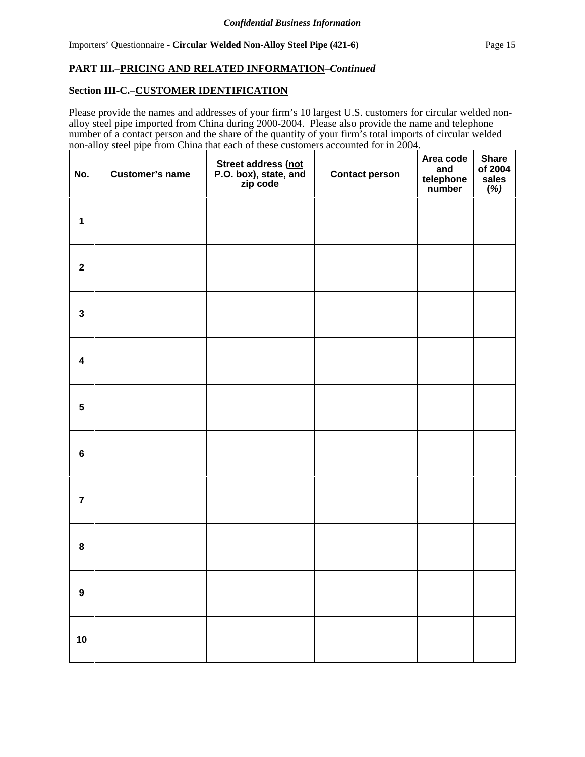*Confidential Business Information*

**PART III.–PRICING AND RELATED INFORMATION**–*Continued*

**Section III-C.–CUSTOMER IDENTIFICATION**

Please provide the names and addresses of your firm's 10 largest U.S. customers for circular welded non-alloy steel pipe imported from China during 2000-2004. Please also provide the name and telephone number of a contact person and the share of the quantity of your firm's total imports of circular welded non-alloy steel pipe from China that each of these customers accounted for in 2004.

| No. | Customer's name | Street address (not P.O. box), state, and zip code | Contact person | Area code and telephone number | Share of 2004 sales *(%)* |
|---|---|---|---|---|---|
| 1 | | | | | |
| 2 | | | | | |
| 3 | | | | | |
| 4 | | | | | |
| 5 | | | | | |
| 6 | | | | | |
| 7 | | | | | |
| 8 | | | | | |
| 9 | | | | | |
| 10 | | | | | |